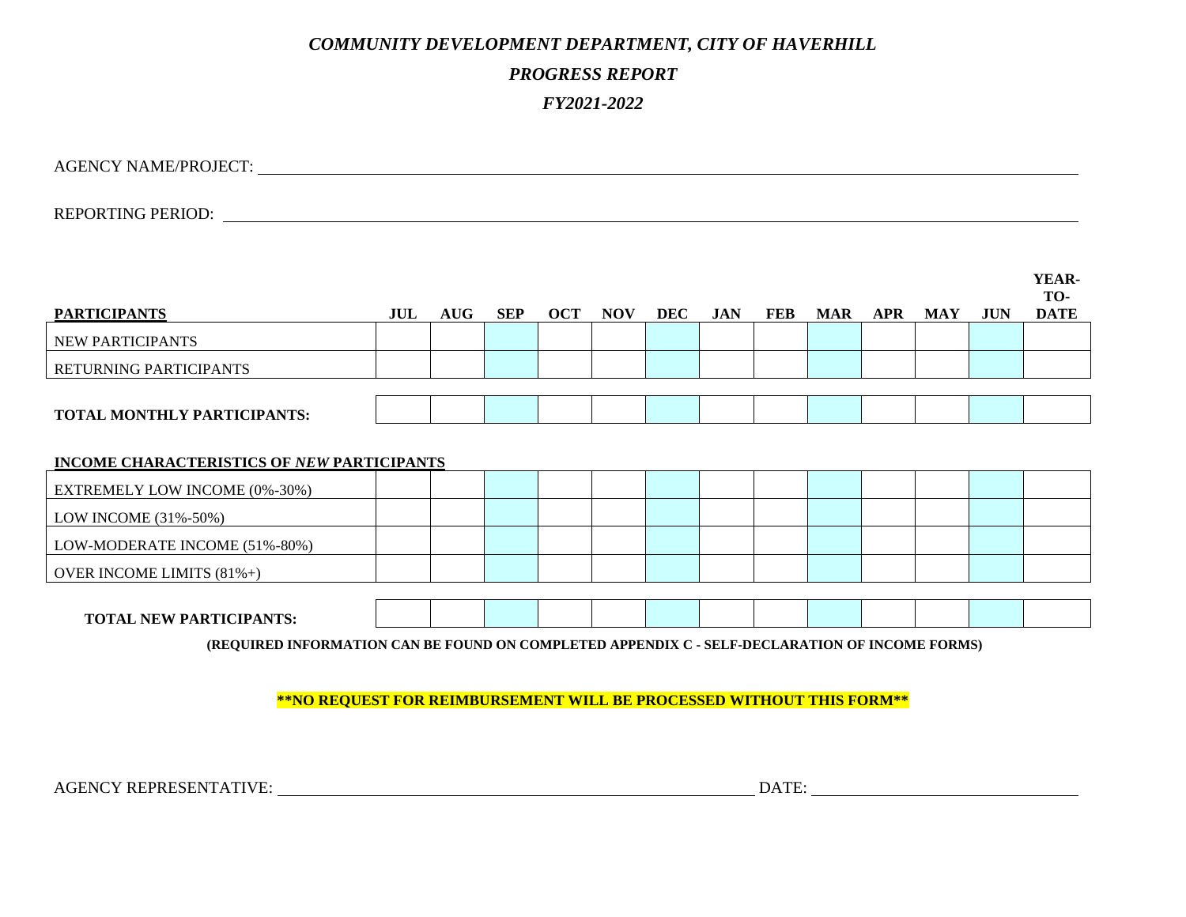*COMMUNITY DEVELOPMENT DEPARTMENT, CITY OF HAVERHILL*

*PROGRESS REPORT*

*FY2021-2022*

AGENCY NAME/PROJECT: ______________________________

REPORTING PERIOD: ______________________________

| **PARTICIPANTS** | **JUL** | **AUG** | **SEP** | **OCT** | **NOV** | **DEC** | **JAN** | **FEB** | **MAR** | **APR** | **MAY** | **JUN** | **YEAR-TO-DATE** |
|---|---|---|---|---|---|---|---|---|---|---|---|---|---|
| NEW PARTICIPANTS | | | | | | | | | | | | | |
| RETURNING PARTICIPANTS | | | | | | | | | | | | | |
| **TOTAL MONTHLY PARTICIPANTS:** | | | | | | | | | | | | | |

| **INCOME CHARACTERISTICS OF *NEW* PARTICIPANTS** | **JUL** | **AUG** | **SEP** | **OCT** | **NOV** | **DEC** | **JAN** | **FEB** | **MAR** | **APR** | **MAY** | **JUN** | **YEAR-TO-DATE** |
|---|---|---|---|---|---|---|---|---|---|---|---|---|---|
| EXTREMELY LOW INCOME (0%-30%) | | | | | | | | | | | | | |
| LOW INCOME (31%-50%) | | | | | | | | | | | | | |
| LOW-MODERATE INCOME (51%-80%) | | | | | | | | | | | | | |
| OVER INCOME LIMITS (81%+) | | | | | | | | | | | | | |
| **TOTAL NEW PARTICIPANTS:** | | | | | | | | | | | | | |

**(REQUIRED INFORMATION CAN BE FOUND ON COMPLETED APPENDIX C - SELF-DECLARATION OF INCOME FORMS)**

**\*\*NO REQUEST FOR REIMBURSEMENT WILL BE PROCESSED WITHOUT THIS FORM\*\***

AGENCY REPRESENTATIVE: ______________________________ DATE: ______________________________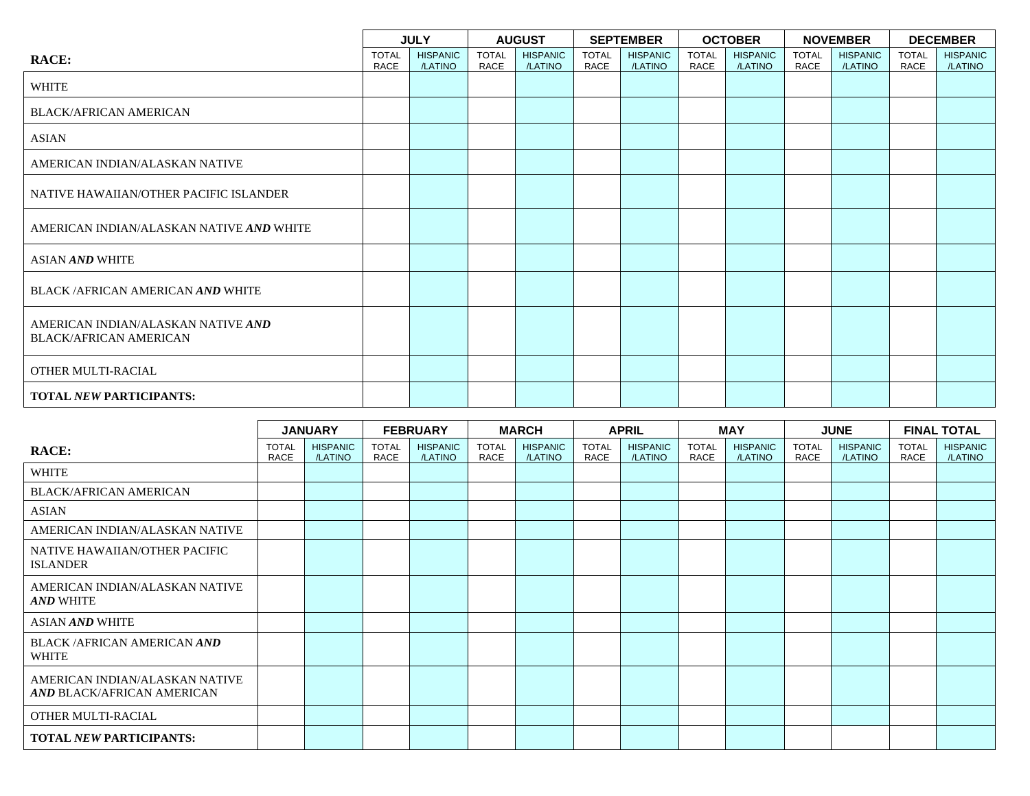| RACE: | JULY | | AUGUST | | SEPTEMBER | | OCTOBER | | NOVEMBER | | DECEMBER | |
|---|---|---|---|---|---|---|---|---|---|---|---|---|
| | TOTAL RACE | HISPANIC /LATINO | TOTAL RACE | HISPANIC /LATINO | TOTAL RACE | HISPANIC /LATINO | TOTAL RACE | HISPANIC /LATINO | TOTAL RACE | HISPANIC /LATINO | TOTAL RACE | HISPANIC /LATINO |
| WHITE | | | | | | | | | | | | |
| BLACK/AFRICAN AMERICAN | | | | | | | | | | | | |
| ASIAN | | | | | | | | | | | | |
| AMERICAN INDIAN/ALASKAN NATIVE | | | | | | | | | | | | |
| NATIVE HAWAIIAN/OTHER PACIFIC ISLANDER | | | | | | | | | | | | |
| AMERICAN INDIAN/ALASKAN NATIVE ***AND*** WHITE | | | | | | | | | | | | |
| ASIAN ***AND*** WHITE | | | | | | | | | | | | |
| BLACK /AFRICAN AMERICAN ***AND*** WHITE | | | | | | | | | | | | |
| AMERICAN INDIAN/ALASKAN NATIVE ***AND*** BLACK/AFRICAN AMERICAN | | | | | | | | | | | | |
| OTHER MULTI-RACIAL | | | | | | | | | | | | |
| **TOTAL *NEW* PARTICIPANTS:** | | | | | | | | | | | | |

| RACE: | JANUARY | | FEBRUARY | | MARCH | | APRIL | | MAY | | JUNE | | FINAL TOTAL | |
|---|---|---|---|---|---|---|---|---|---|---|---|---|---|---|
| | TOTAL RACE | HISPANIC /LATINO | TOTAL RACE | HISPANIC /LATINO | TOTAL RACE | HISPANIC /LATINO | TOTAL RACE | HISPANIC /LATINO | TOTAL RACE | HISPANIC /LATINO | TOTAL RACE | HISPANIC /LATINO | TOTAL RACE | HISPANIC /LATINO |
| WHITE | | | | | | | | | | | | | | |
| BLACK/AFRICAN AMERICAN | | | | | | | | | | | | | | |
| ASIAN | | | | | | | | | | | | | | |
| AMERICAN INDIAN/ALASKAN NATIVE | | | | | | | | | | | | | | |
| NATIVE HAWAIIAN/OTHER PACIFIC ISLANDER | | | | | | | | | | | | | | |
| AMERICAN INDIAN/ALASKAN NATIVE ***AND*** WHITE | | | | | | | | | | | | | | |
| ASIAN ***AND*** WHITE | | | | | | | | | | | | | | |
| BLACK /AFRICAN AMERICAN ***AND*** WHITE | | | | | | | | | | | | | | |
| AMERICAN INDIAN/ALASKAN NATIVE ***AND*** BLACK/AFRICAN AMERICAN | | | | | | | | | | | | | | |
| OTHER MULTI-RACIAL | | | | | | | | | | | | | | |
| **TOTAL *NEW* PARTICIPANTS:** | | | | | | | | | | | | | | |